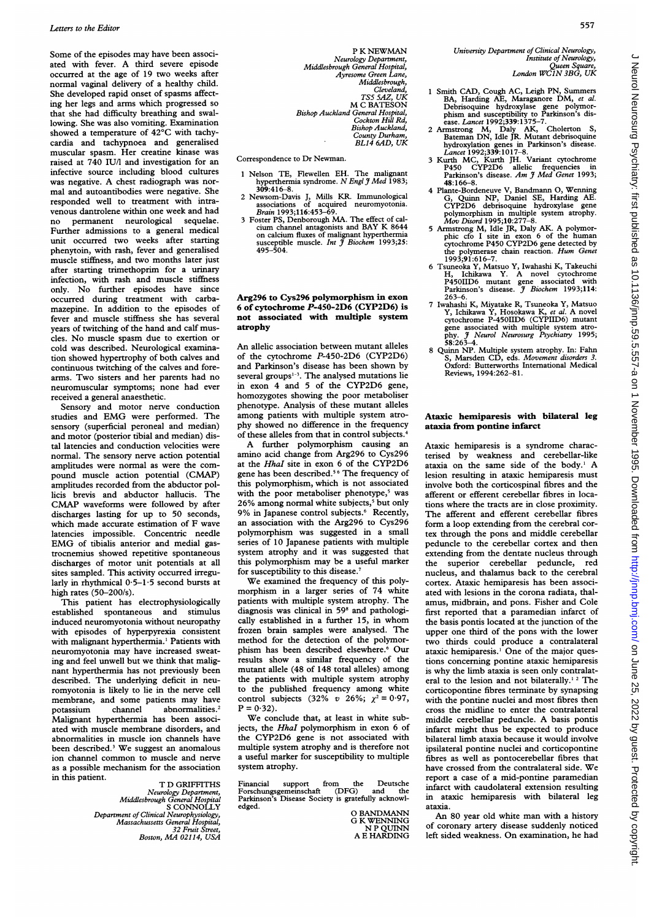Some of the episodes may have been associated with fever. A third severe episode occurred at the age of 19 two weeks after normal vaginal delivery of a healthy child. She developed rapid onset of spasms affecting her legs and arms which progressed so that she had difficulty breathing and swallowing. She was also vomiting. Examination showed a temperature of 42°C with tachycardia and tachypnoea and generalised muscular spasm. Her creatine kinase was raised at 740 IU/l and investigation for an infective source including blood cultures was negative. A chest radiograph was normal and autoantibodies were negative. She responded well to treatment with intravenous dantrolene within one week and had no permanent neurological sequelae. Further admissions to a general medical unit occurred two weeks after starting phenytoin, with rash, fever and generalised muscle stiffness, and two months later just after starting trimethoprim for a urinary infection, with rash and muscle stiffness only. No further episodes have since occurred during treatment with carbamazepine. In addition to the episodes of fever and muscle stiffness she has several years of twitching of the hand and calf muscles. No muscle spasm due to exertion or cold was described. Neurological examination showed hypertrophy of both calves and continuous twitching of the calves and forearms. Two sisters and her parents had no neuromuscular symptoms; none had ever received a general anaesthetic.

Sensory and motor nerve conduction studies and EMG were performed. The sensory (superficial peroneal and median) and motor (posterior tibial and median) distal latencies and conduction velocities were normal. The sensory nerve action potential amplitudes were normal as were the compound muscle action potential (CMAP) amplitudes recorded from the abductor pollicis brevis and abductor hallucis. The CMAP waveforms were followed by after discharges lasting for up to 50 seconds, which made accurate estimation of F wave latencies impossible. Concentric needle EMG of tibialis anterior and medial gastrocnemius showed repetitive spontaneous discharges of motor unit potentials at all sites sampled. This activity occurred irregularly in rhythmical 0·5–1·5 second bursts at high rates (50–200/s).

This patient has electrophysiologically established spontaneous and stimulus induced neuromyotonia without neuropathy with episodes of hyperpyrexia consistent with malignant hyperthermia.[1] Patients with neuromyotonia may have increased sweating and feel unwell but we think that malignant hyperthermia has not previously been described. The underlying deficit in neuromyotonia is likely to lie in the nerve cell membrane, and some patients may have potassium channel abnormalities.[2] Malignant hyperthermia has been associated with muscle membrane disorders, and abnormalities in muscle ion channels have been described.[3] We suggest an anomalous ion channel common to muscle and nerve as a possible mechanism for the association in this patient.

T D GRIFFITHS
*Neurology Department,*
*Middlesbrough General Hospital*
S CONNOLLY
*Department of Clinical Neurophysiology,*
*Massachussetts General Hospital,*
*32 Fruit Street,*
*Boston, MA 02114, USA*

P K NEWMAN
*Neurology Department,*
*Middlesbrough General Hospital,*
*Ayresome Green Lane,*
*Middlesbrough,*
*Cleveland,*
*TS5 5AZ, UK*
M C BATESON
*Bishop Auckland General Hospital,*
*Cockton Hill Rd,*
*Bishop Auckland,*
*County Durham,*
*BL14 6AD, UK*

Correspondence to Dr Newman.

1 Nelson TE, Flewellen EH. The malignant hyperthermia syndrome. *N Engl J Med* 1983; **309**:416–8.
2 Newsom-Davis J, Mills KR. Immunological associations of acquired neuromyotonia. *Brain* 1993;**116**:453–69.
3 Foster PS, Denborough MA. The effect of calcium channel antagonists and BAY K 8644 on calcium fluxes of malignant hyperthermia susceptible muscle. *Int J Biochem* 1993;**25**: 495–504.

## Arg296 to Cys296 polymorphism in exon 6 of cytochrome *P*-450-2D6 (CYP2D6) is not associated with multiple system atrophy

An allelic association between mutant alleles of the cytochrome *P*-450-2D6 (CYP2D6) and Parkinson's disease has been shown by several groups[1-3]. The analysed mutations lie in exon 4 and 5 of the CYP2D6 gene, homozygotes showing the poor metaboliser phenotype. Analysis of these mutant alleles among patients with multiple system atrophy showed no difference in the frequency of these alleles from that in control subjects.[4]

A further polymorphism causing an amino acid change from Arg296 to Cys296 at the *HhaI* site in exon 6 of the CYP2D6 gene has been described.[5,6] The frequency of this polymorphism, which is not associated with the poor metaboliser phenotype,[5] was 26% among normal white subjects,[5] but only 9% in Japanese control subjects.[6] Recently, an association with the Arg296 to Cys296 polymorphism was suggested in a small series of 10 Japanese patients with multiple system atrophy and it was suggested that this polymorphism may be a useful marker for susceptibility to this disease.[7]

We examined the frequency of this polymorphism in a larger series of 74 white patients with multiple system atrophy. The diagnosis was clinical in 59[8] and pathologically established in a further 15, in whom frozen brain samples were analysed. The method for the detection of the polymorphism has been described elsewhere.[6] Our results show a similar frequency of the mutant allele (48 of 148 total alleles) among the patients with multiple system atrophy to the published frequency among white control subjects (32% *v* 26%; $\chi^2 = 0·97$, $P = 0·32$).

We conclude that, at least in white subjects, the *HhaI* polymorphism in exon 6 of the CYP2D6 gene is not associated with multiple system atrophy and is therefore not a useful marker for susceptibility to multiple system atrophy.

Financial support from the Deutsche Forschungsgemeinschaft (DFG) and the Parkinson's Disease Society is gratefully acknowledged.

O BANDMANN
G K WENNING
N P QUINN
A E HARDING
*University Department of Clinical Neurology,*
*Institute of Neurology,*
*Queen Square,*
*London WC1N 3BG, UK*

1 Smith CAD, Cough AC, Leigh PN, Summers BA, Harding AE, Maraganore DM, *et al.* Debrisoquine hydroxylase gene polymorphism and susceptibility to Parkinson's disease. *Lancet* 1992;**339**:1375–7.
2 Armstrong M, Daly AK, Cholerton S, Bateman DN, Idle JR. Mutant debrisoquine hydroxylation genes in Parkinson's disease. *Lancet* 1992;**339**:1017–8.
3 Kurth MC, Kurth JH. Variant cytochrome P450 CYP2D6 allelic frequencies in Parkinson's disease. *Am J Med Genet* 1993; **48**:166–8.
4 Plante-Bordeneuve V, Bandmann O, Wenning G, Quinn NP, Daniel SE, Harding AE. CYP2D6 debrisoquine hydroxylase gene polymorphism in multiple system atrophy. *Mov Disord* 1995;**10**:277–8.
5 Armstrong M, Idle JR, Daly AK. A polymorphic cfo I site in exon 6 of the human cytochrome P450 CYP2D6 gene detected by the polymerase chain reaction. *Hum Genet* 1993;**91**:616–7.
6 Tsuneoka Y, Matsuo Y, Iwahashi K, Takeuchi H, Ichikawa Y. A novel cytochrome P450IID6 mutant gene associated with Parkinson's disease. *J Biochem* 1993;**114**: 263–6.
7 Iwahashi K, Miyatake R, Tsuneoka Y, Matsuo Y, Ichikawa Y, Hosokawa K, *et al.* A novel cytochrome P-450IID6 (CYPIID6) mutant gene associated with multiple system atrophy. *J Neurol Neurosurg Psychiatry* 1995; **58**:263–4.
8 Quinn NP. Multiple system atrophy. In: Fahn S, Marsden CD, eds. *Movement disorders 3.* Oxford: Butterworths International Medical Reviews, 1994:262–81.

## Ataxic hemiparesis with bilateral leg ataxia from pontine infarct

Ataxic hemiparesis is a syndrome characterised by weakness and cerebellar-like ataxia on the same side of the body.[1] A lesion resulting in ataxic hemiparesis must involve both the corticospinal fibres and the afferent or efferent cerebellar fibres in locations where the tracts are in close proximity. The afferent and efferent cerebellar fibres form a loop extending from the cerebral cortex through the pons and middle cerebellar peduncle to the cerebellar cortex and then extending from the dentate nucleus through the superior cerebellar peduncle, red nucleus, and thalamus back to the cerebral cortex. Ataxic hemiparesis has been associated with lesions in the corona radiata, thalamus, midbrain, and pons. Fisher and Cole first reported that a paramedian infarct of the basis pontis located at the junction of the upper one third of the pons with the lower two thirds could produce a contralateral ataxic hemiparesis.[1] One of the major questions concerning pontine ataxic hemiparesis is why the limb ataxia is seen only contralateral to the lesion and not bilaterally.[1,2] The corticopontine fibres terminate by synapsing with the pontine nuclei and most fibres then cross the midline to enter the contralateral middle cerebellar peduncle. A basis pontis infarct might thus be expected to produce bilateral limb ataxia because it would involve ipsilateral pontine nuclei and corticopontine fibres as well as pontocerebellar fibres that have crossed from the contralateral side. We report a case of a mid-pontine paramedian infarct with caudolateral extension resulting in ataxic hemiparesis with bilateral leg ataxia.

An 80 year old white man with a history of coronary artery disease suddenly noticed left sided weakness. On examination, he had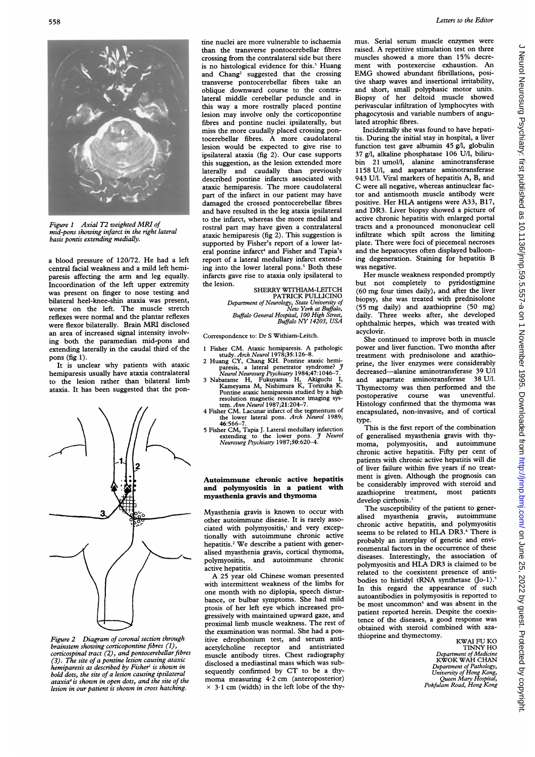*Figure 1 Axial T2 weighted MRI of mid-pons showing infarct in the right lateral basis pontis extending medially.*

a blood pressure of 120/72. He had a left central facial weakness and a mild left hemiparesis affecting the arm and leg equally. Incoordination of the left upper extremity was present on finger to nose testing and bilateral heel-knee-shin ataxia was present, worse on the left. The muscle stretch reflexes were normal and the plantar reflexes were flexor bilaterally. Brain MRI disclosed an area of increased signal intensity involving both the paramedian mid-pons and extending laterally in the caudal third of the pons (fig 1).

It is unclear why patients with ataxic hemiparesis usually have ataxia contralateral to the lesion rather than bilateral limb ataxia. It has been suggested that the pontine nuclei are more vulnerable to ischaemia than the transverse pontocerebellar fibres crossing from the contralateral side but there is no histological evidence for this.[3] Huang and Chang[2] suggested that the crossing transverse pontocerebellar fibres take an oblique downward course to the contralateral middle cerebellar peduncle and in this way a more rostrally placed pontine lesion may involve only the corticopontine fibres and pontine nuclei ipsilaterally, but miss the more caudally placed crossing pontocerebellar fibres. A more caudolateral lesion would be expected to give rise to ipsilateral ataxia (fig 2). Our case supports this suggestion, as the lesion extended more laterally and caudally than previously described pontine infarcts associated with ataxic hemiparesis. The more caudolateral part of the infarct in our patient may have damaged the crossed pontocerebellar fibres and have resulted in the leg ataxia ipsilateral to the infarct, whereas the more medial and rostral part may have given a contralateral ataxic hemiparesis (fig 2). This suggestion is supported by Fisher's report of a lower lateral pontine infarct[4] and Fisher and Tapia's report of a lateral medullary infarct extending into the lower lateral pons.[5] Both these infarcts gave rise to ataxia only ipsilateral to the lesion.

1
2
3

*Figure 2 Diagram of coronal section through brainstem showing corticopontine fibres (1), corticospinal tract (2), and pontocerebellar fibres (3). The site of a pontine lesion causing ataxic hemiparesis as described by Fisher[1] is shown in bold dots, the site of a lesion causing ipsilateral ataxia[4] is shown in open dots, and the site of the lesion in our patient is shown in cross hatching.*

SHERRY WITHIAM-LEITCH
PATRICK PULLICINO
*Department of Neurology, State University of New York at Buffalo, Buffalo General Hospital, 100 High Street, Buffalo NY 14203, USA*

Correspondence to: Dr S Withiam-Leitch.

1 Fisher CM. Ataxic hemiparesis. A pathologic study. *Arch Neurol* 1978;35:126–8.
2 Huang CY, Chang KH. Pontine ataxic hemiparesis, a lateral penetrator syndrome? *J Neurol Neurosurg Psychiatry* 1984;47:1046–7.
3 Nabatame H, Fukuyama H, Akiguchi I, Kameyama M, Nishimura K, Torizuka K. Pontine ataxic hemiparesis studied by a high resolution magnetic resonance imaging system. *Ann Neurol* 1987;21:204–7.
4 Fisher CM. Lacunar infarct of the tegmentum of the lower lateral pons. *Arch Neurol* 1989; 46:566–7.
5 Fisher CM, Tapia J. Lateral medullary infarction extending to the lower pons. *J Neurol Neurosurg Psychiatry* 1987;50:620–4.

## Autoimmune chronic active hepatitis and polymyositis in a patient with myasthenia gravis and thymoma

Myasthenia gravis is known to occur with other autoimmune disease. It is rarely associated with polymyositis,[1] and very exceptionally with autoimmune chronic active hepatitis.[2] We describe a patient with generalised myasthenia gravis, cortical thymoma, polymyositis, and autoimmune chronic active hepatitis.

A 25 year old Chinese woman presented with intermittent weakness of the limbs for one month with no diplopia, speech disturbance, or bulbar symptoms. She had mild ptosis of her left eye which increased progressively with maintained upward gaze, and proximal limb muscle weakness. The rest of the examination was normal. She had a positive edrophonium test, and serum antiacetylcholine receptor and antistriated muscle antibody titres. Chest radiography disclosed a mediastinal mass which was subsequently confirmed by CT to be a thymoma measuring 4·2 cm (anteroposterior) × 3·1 cm (width) in the left lobe of the thymus. Serial serum muscle enzymes were raised. A repetitive stimulation test on three muscles showed a more than 15% decrement with postexercise exhaustion. An EMG showed abundant fibrillations, positive sharp waves and insertional irritability, and short, small polyphasic motor units. Biopsy of her deltoid muscle showed perivascular infiltration of lymphocytes with phagocytosis and variable numbers of angulated atrophic fibres.

Incidentally she was found to have hepatitis. During the initial stay in hospital, a liver function test gave albumin 45 g/l, globulin 37 g/l, alkaline phosphatase 106 U/l, bilirubin 21 umol/l, alanine aminotransferase 1158 U/l, and aspartate aminotransferase 943 U/l. Viral markers of hepatitis A, B, and C were all negative, whereas antinuclear factor and antismooth muscle antibody were positive. Her HLA antigens were A33, B17, and DR3. Liver biopsy showed a picture of active chronic hepatitis with enlarged portal tracts and a pronounced mononuclear cell infiltrate which spilt across the limiting plate. There were foci of piecemeal necroses and the hepatocytes often displayed ballooning degeneration. Staining for hepatitis B was negative.

Her muscle weakness responded promptly but not completely to pyridostigmine (60 mg four times daily), and after the liver biopsy, she was treated with prednisolone (55 mg daily) and azathioprine (50 mg) daily. Three weeks after, she developed ophthalmic herpes, which was treated with acyclovir.

She continued to improve both in muscle power and liver function. Two months after treatment with prednisolone and azathioprine, the liver enzymes were considerably decreased—alanine aminotransferase 39 U/l and aspartate aminotransferase 38 U/l. Thymectomy was then performed and the postoperative course was uneventful. Histology confirmed that the thymoma was encapsulated, non-invasive, and of cortical type.

This is the first report of the combination of generalised myasthenia gravis with thymoma, polymyositis, and autoimmune chronic active hepatitis. Fifty per cent of patients with chronic active hepatitis will die of liver failure within five years if no treatment is given. Although the prognosis can be considerably improved with steroid and azathioprine treatment, most patients develop cirrhosis.[3]

The susceptibility of the patient to generalised myasthenia gravis, autoimmune chronic active hepatitis, and polymyositis seems to be related to HLA DR3.[4] There is probably an interplay of genetic and environmental factors in the occurrence of these diseases. Interestingly, the association of polymyositis and HLA DR3 is claimed to be related to the coexistent presence of antibodies to histidyl tRNA synthetase (Jo-1).[5] In this regard the appearance of such autoantibodies in polymyositis is reported to be most uncommon[4] and was absent in the patient reported herein. Despite the coexistence of the diseases, a good response was obtained with steroid combined with azathioprine and thymectomy.

KWAI FU KO
TINNY HO
*Department of Medicine*
KWOK WAH CHAN
*Department of Pathology, University of Hong Kong, Queen Mary Hospital, Pokfulam Road, Hong Kong*